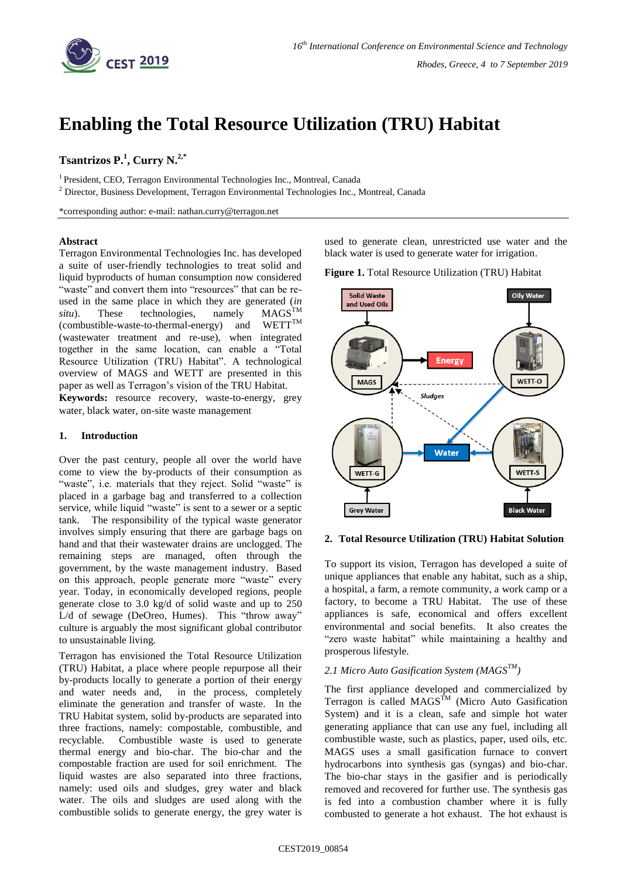# Enabling the Total Resource Utilization (TRU) Habitat

**Tsantrizos P.[1], Curry N.[2,*]**

[1] President, CEO, Terragon Environmental Technologies Inc., Montreal, Canada

[2] Director, Business Development, Terragon Environmental Technologies Inc., Montreal, Canada

*corresponding author: e-mail: nathan.curry@terragon.net

## Abstract

Terragon Environmental Technologies Inc. has developed a suite of user-friendly technologies to treat solid and liquid byproducts of human consumption now considered "waste" and convert them into "resources" that can be re-used in the same place in which they are generated (*in situ*). These technologies, namely MAGS™ (combustible-waste-to-thermal-energy) and WETT™ (wastewater treatment and re-use), when integrated together in the same location, can enable a "Total Resource Utilization (TRU) Habitat". A technological overview of MAGS and WETT are presented in this paper as well as Terragon's vision of the TRU Habitat.

**Keywords:** resource recovery, waste-to-energy, grey water, black water, on-site waste management

## 1. Introduction

Over the past century, people all over the world have come to view the by-products of their consumption as "waste", i.e. materials that they reject. Solid "waste" is placed in a garbage bag and transferred to a collection service, while liquid "waste" is sent to a sewer or a septic tank. The responsibility of the typical waste generator involves simply ensuring that there are garbage bags on hand and that their wastewater drains are unclogged. The remaining steps are managed, often through the government, by the waste management industry. Based on this approach, people generate more "waste" every year. Today, in economically developed regions, people generate close to 3.0 kg/d of solid waste and up to 250 L/d of sewage (DeOreo, Humes). This "throw away" culture is arguably the most significant global contributor to unsustainable living.

Terragon has envisioned the Total Resource Utilization (TRU) Habitat, a place where people repurpose all their by-products locally to generate a portion of their energy and water needs and, in the process, completely eliminate the generation and transfer of waste. In the TRU Habitat system, solid by-products are separated into three fractions, namely: compostable, combustible, and recyclable. Combustible waste is used to generate thermal energy and bio-char. The bio-char and the compostable fraction are used for soil enrichment. The liquid wastes are also separated into three fractions, namely: used oils and sludges, grey water and black water. The oils and sludges are used along with the combustible solids to generate energy, the grey water is used to generate clean, unrestricted use water and the black water is used to generate water for irrigation.

**Figure 1.** Total Resource Utilization (TRU) Habitat

## 2. Total Resource Utilization (TRU) Habitat Solution

To support its vision, Terragon has developed a suite of unique appliances that enable any habitat, such as a ship, a hospital, a farm, a remote community, a work camp or a factory, to become a TRU Habitat. The use of these appliances is safe, economical and offers excellent environmental and social benefits. It also creates the "zero waste habitat" while maintaining a healthy and prosperous lifestyle.

### *2.1 Micro Auto Gasification System (MAGS™)*

The first appliance developed and commercialized by Terragon is called MAGS™ (Micro Auto Gasification System) and it is a clean, safe and simple hot water generating appliance that can use any fuel, including all combustible waste, such as plastics, paper, used oils, etc. MAGS uses a small gasification furnace to convert hydrocarbons into synthesis gas (syngas) and bio-char. The bio-char stays in the gasifier and is periodically removed and recovered for further use. The synthesis gas is fed into a combustion chamber where it is fully combusted to generate a hot exhaust. The hot exhaust is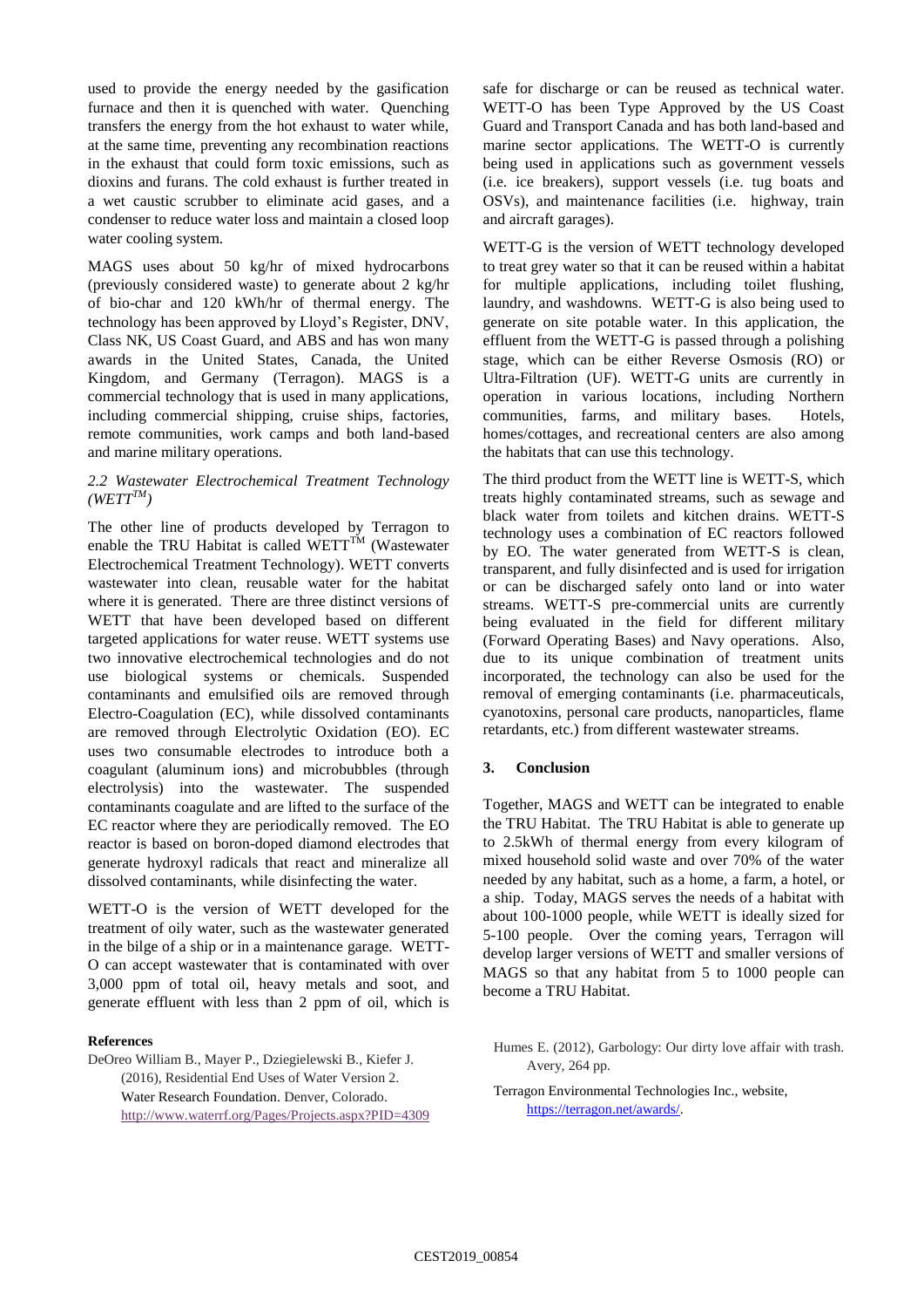used to provide the energy needed by the gasification furnace and then it is quenched with water. Quenching transfers the energy from the hot exhaust to water while, at the same time, preventing any recombination reactions in the exhaust that could form toxic emissions, such as dioxins and furans. The cold exhaust is further treated in a wet caustic scrubber to eliminate acid gases, and a condenser to reduce water loss and maintain a closed loop water cooling system.

MAGS uses about 50 kg/hr of mixed hydrocarbons (previously considered waste) to generate about 2 kg/hr of bio-char and 120 kWh/hr of thermal energy. The technology has been approved by Lloyd's Register, DNV, Class NK, US Coast Guard, and ABS and has won many awards in the United States, Canada, the United Kingdom, and Germany (Terragon). MAGS is a commercial technology that is used in many applications, including commercial shipping, cruise ships, factories, remote communities, work camps and both land-based and marine military operations.

### *2.2 Wastewater Electrochemical Treatment Technology (WETT$^{TM}$)*

The other line of products developed by Terragon to enable the TRU Habitat is called WETT$^{TM}$ (Wastewater Electrochemical Treatment Technology). WETT converts wastewater into clean, reusable water for the habitat where it is generated. There are three distinct versions of WETT that have been developed based on different targeted applications for water reuse. WETT systems use two innovative electrochemical technologies and do not use biological systems or chemicals. Suspended contaminants and emulsified oils are removed through Electro-Coagulation (EC), while dissolved contaminants are removed through Electrolytic Oxidation (EO). EC uses two consumable electrodes to introduce both a coagulant (aluminum ions) and microbubbles (through electrolysis) into the wastewater. The suspended contaminants coagulate and are lifted to the surface of the EC reactor where they are periodically removed. The EO reactor is based on boron-doped diamond electrodes that generate hydroxyl radicals that react and mineralize all dissolved contaminants, while disinfecting the water.

WETT-O is the version of WETT developed for the treatment of oily water, such as the wastewater generated in the bilge of a ship or in a maintenance garage. WETT-O can accept wastewater that is contaminated with over 3,000 ppm of total oil, heavy metals and soot, and generate effluent with less than 2 ppm of oil, which is safe for discharge or can be reused as technical water. WETT-O has been Type Approved by the US Coast Guard and Transport Canada and has both land-based and marine sector applications. The WETT-O is currently being used in applications such as government vessels (i.e. ice breakers), support vessels (i.e. tug boats and OSVs), and maintenance facilities (i.e. highway, train and aircraft garages).

WETT-G is the version of WETT technology developed to treat grey water so that it can be reused within a habitat for multiple applications, including toilet flushing, laundry, and washdowns. WETT-G is also being used to generate on site potable water. In this application, the effluent from the WETT-G is passed through a polishing stage, which can be either Reverse Osmosis (RO) or Ultra-Filtration (UF). WETT-G units are currently in operation in various locations, including Northern communities, farms, and military bases. Hotels, homes/cottages, and recreational centers are also among the habitats that can use this technology.

The third product from the WETT line is WETT-S, which treats highly contaminated streams, such as sewage and black water from toilets and kitchen drains. WETT-S technology uses a combination of EC reactors followed by EO. The water generated from WETT-S is clean, transparent, and fully disinfected and is used for irrigation or can be discharged safely onto land or into water streams. WETT-S pre-commercial units are currently being evaluated in the field for different military (Forward Operating Bases) and Navy operations. Also, due to its unique combination of treatment units incorporated, the technology can also be used for the removal of emerging contaminants (i.e. pharmaceuticals, cyanotoxins, personal care products, nanoparticles, flame retardants, etc.) from different wastewater streams.

## 3. Conclusion

Together, MAGS and WETT can be integrated to enable the TRU Habitat. The TRU Habitat is able to generate up to 2.5kWh of thermal energy from every kilogram of mixed household solid waste and over 70% of the water needed by any habitat, such as a home, a farm, a hotel, or a ship. Today, MAGS serves the needs of a habitat with about 100-1000 people, while WETT is ideally sized for 5-100 people. Over the coming years, Terragon will develop larger versions of WETT and smaller versions of MAGS so that any habitat from 5 to 1000 people can become a TRU Habitat.

**References**

DeOreo William B., Mayer P., Dziegielewski B., Kiefer J. (2016), Residential End Uses of Water Version 2. Water Research Foundation. Denver, Colorado. http://www.waterrf.org/Pages/Projects.aspx?PID=4309

Humes E. (2012), Garbology: Our dirty love affair with trash. Avery, 264 pp.

Terragon Environmental Technologies Inc., website, https://terragon.net/awards/.